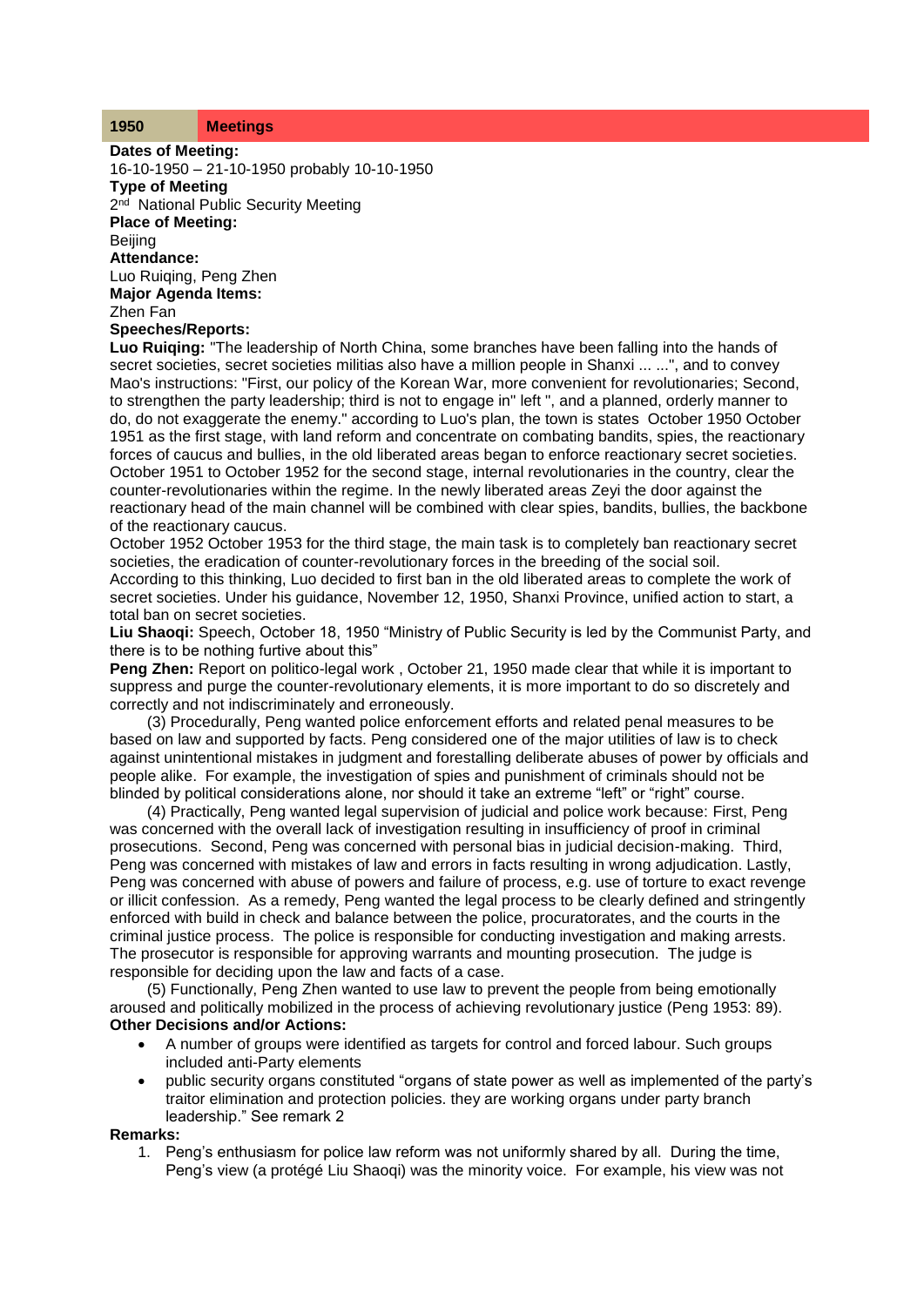| 1950 | Meetings |
|---|---|

**Dates of Meeting:**
16-10-1950 – 21-10-1950 probably 10-10-1950
**Type of Meeting**
2nd National Public Security Meeting
**Place of Meeting:**
Beijing
**Attendance:**
Luo Ruiqing, Peng Zhen
**Major Agenda Items:**
Zhen Fan
**Speeches/Reports:**
**Luo Ruiqing:** "The leadership of North China, some branches have been falling into the hands of secret societies, secret societies militias also have a million people in Shanxi ... ...", and to convey Mao's instructions: "First, our policy of the Korean War, more convenient for revolutionaries; Second, to strengthen the party leadership; third is not to engage in" left ", and a planned, orderly manner to do, do not exaggerate the enemy." according to Luo's plan, the town is states October 1950 October 1951 as the first stage, with land reform and concentrate on combating bandits, spies, the reactionary forces of caucus and bullies, in the old liberated areas began to enforce reactionary secret societies. October 1951 to October 1952 for the second stage, internal revolutionaries in the country, clear the counter-revolutionaries within the regime. In the newly liberated areas Zeyi the door against the reactionary head of the main channel will be combined with clear spies, bandits, bullies, the backbone of the reactionary caucus.
October 1952 October 1953 for the third stage, the main task is to completely ban reactionary secret societies, the eradication of counter-revolutionary forces in the breeding of the social soil.
According to this thinking, Luo decided to first ban in the old liberated areas to complete the work of secret societies. Under his guidance, November 12, 1950, Shanxi Province, unified action to start, a total ban on secret societies.
**Liu Shaoqi:** Speech, October 18, 1950 “Ministry of Public Security is led by the Communist Party, and there is to be nothing furtive about this”
**Peng Zhen:** Report on politico-legal work , October 21, 1950 made clear that while it is important to suppress and purge the counter-revolutionary elements, it is more important to do so discretely and correctly and not indiscriminately and erroneously.

(3) Procedurally, Peng wanted police enforcement efforts and related penal measures to be based on law and supported by facts. Peng considered one of the major utilities of law is to check against unintentional mistakes in judgment and forestalling deliberate abuses of power by officials and people alike. For example, the investigation of spies and punishment of criminals should not be blinded by political considerations alone, nor should it take an extreme “left” or “right” course.

(4) Practically, Peng wanted legal supervision of judicial and police work because: First, Peng was concerned with the overall lack of investigation resulting in insufficiency of proof in criminal prosecutions. Second, Peng was concerned with personal bias in judicial decision-making. Third, Peng was concerned with mistakes of law and errors in facts resulting in wrong adjudication. Lastly, Peng was concerned with abuse of powers and failure of process, e.g. use of torture to exact revenge or illicit confession. As a remedy, Peng wanted the legal process to be clearly defined and stringently enforced with build in check and balance between the police, procuratorates, and the courts in the criminal justice process. The police is responsible for conducting investigation and making arrests. The prosecutor is responsible for approving warrants and mounting prosecution. The judge is responsible for deciding upon the law and facts of a case.

(5) Functionally, Peng Zhen wanted to use law to prevent the people from being emotionally aroused and politically mobilized in the process of achieving revolutionary justice (Peng 1953: 89).
**Other Decisions and/or Actions:**

- A number of groups were identified as targets for control and forced labour. Such groups included anti-Party elements
- public security organs constituted “organs of state power as well as implemented of the party’s traitor elimination and protection policies. they are working organs under party branch leadership.” See remark 2

**Remarks:**

1. Peng’s enthusiasm for police law reform was not uniformly shared by all. During the time, Peng’s view (a protégé Liu Shaoqi) was the minority voice. For example, his view was not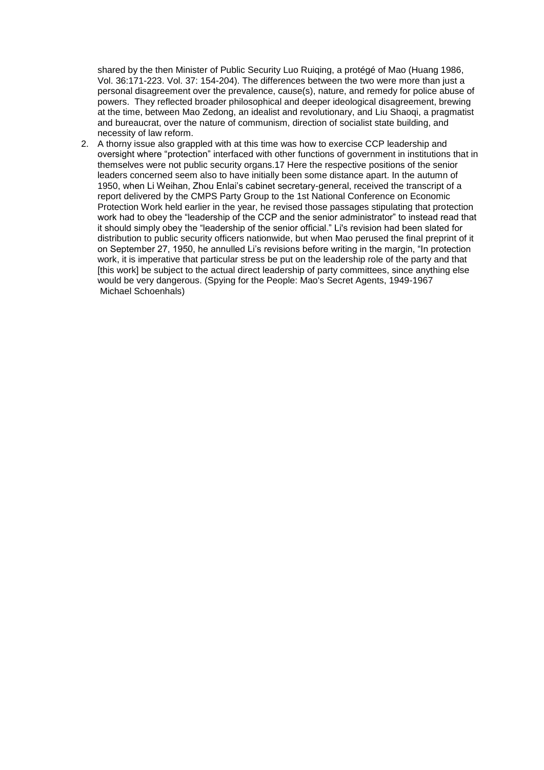shared by the then Minister of Public Security Luo Ruiqing, a protégé of Mao (Huang 1986, Vol. 36:171-223. Vol. 37: 154-204). The differences between the two were more than just a personal disagreement over the prevalence, cause(s), nature, and remedy for police abuse of powers. They reflected broader philosophical and deeper ideological disagreement, brewing at the time, between Mao Zedong, an idealist and revolutionary, and Liu Shaoqi, a pragmatist and bureaucrat, over the nature of communism, direction of socialist state building, and necessity of law reform.

2. A thorny issue also grappled with at this time was how to exercise CCP leadership and oversight where "protection" interfaced with other functions of government in institutions that in themselves were not public security organs.17 Here the respective positions of the senior leaders concerned seem also to have initially been some distance apart. In the autumn of 1950, when Li Weihan, Zhou Enlai's cabinet secretary-general, received the transcript of a report delivered by the CMPS Party Group to the 1st National Conference on Economic Protection Work held earlier in the year, he revised those passages stipulating that protection work had to obey the "leadership of the CCP and the senior administrator" to instead read that it should simply obey the "leadership of the senior official." Li's revision had been slated for distribution to public security officers nationwide, but when Mao perused the final preprint of it on September 27, 1950, he annulled Li's revisions before writing in the margin, "In protection work, it is imperative that particular stress be put on the leadership role of the party and that [this work] be subject to the actual direct leadership of party committees, since anything else would be very dangerous. (Spying for the People: Mao's Secret Agents, 1949-1967 Michael Schoenhals)